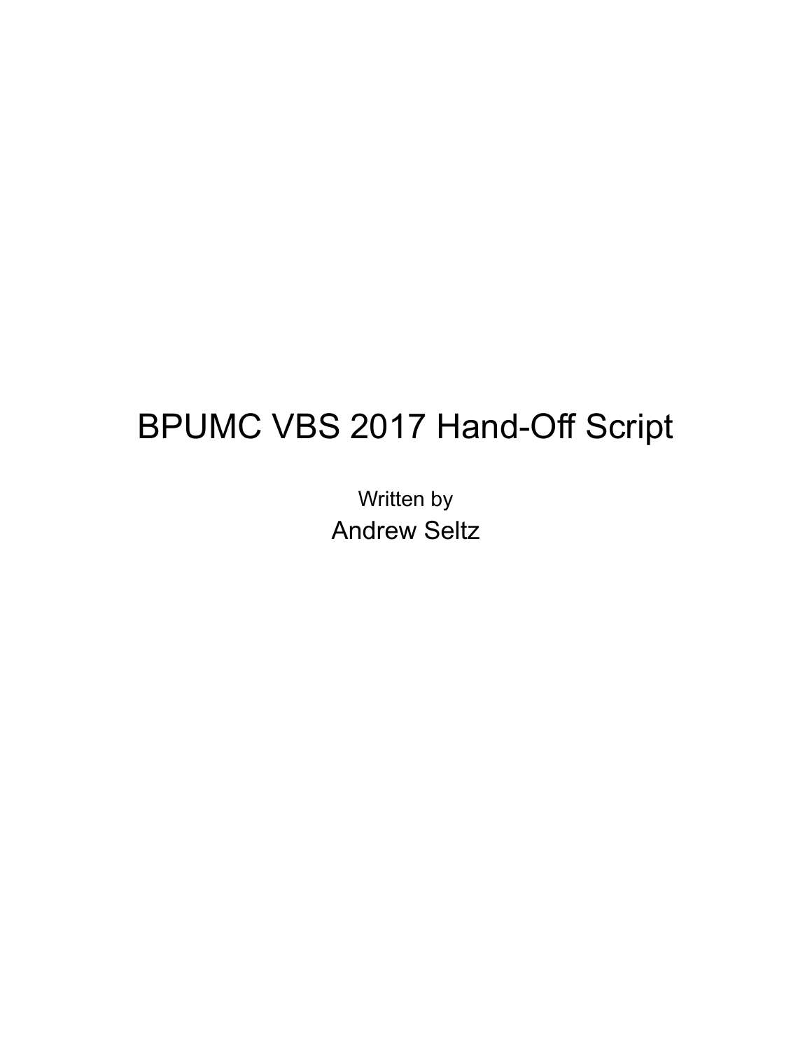# BPUMC VBS 2017 Hand-Off Script

Written by

Andrew Seltz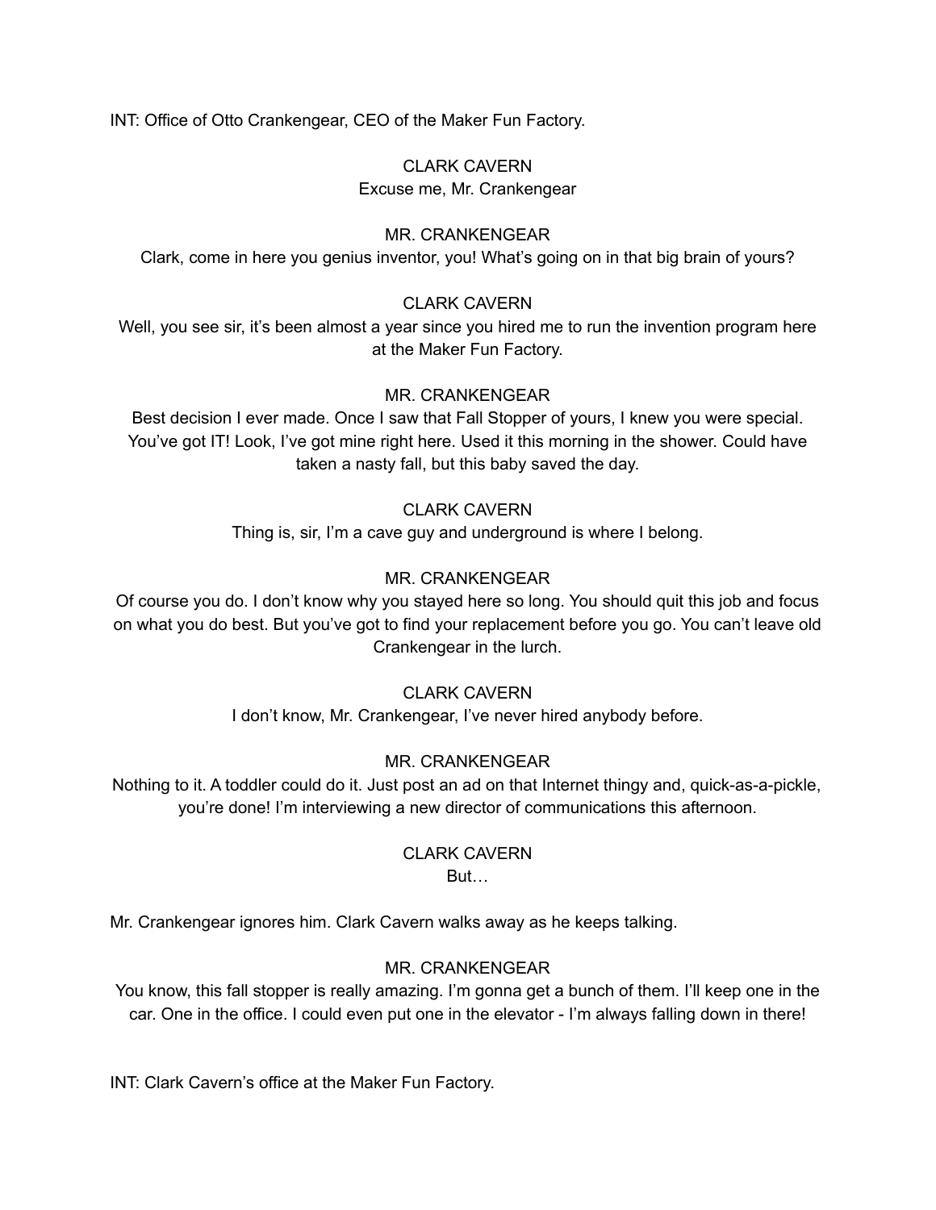INT: Office of Otto Crankengear, CEO of the Maker Fun Factory.

CLARK CAVERN

Excuse me, Mr. Crankengear

MR. CRANKENGEAR

Clark, come in here you genius inventor, you! What's going on in that big brain of yours?

CLARK CAVERN

Well, you see sir, it's been almost a year since you hired me to run the invention program here at the Maker Fun Factory.

MR. CRANKENGEAR

Best decision I ever made. Once I saw that Fall Stopper of yours, I knew you were special. You've got IT! Look, I've got mine right here. Used it this morning in the shower. Could have taken a nasty fall, but this baby saved the day.

CLARK CAVERN

Thing is, sir, I'm a cave guy and underground is where I belong.

MR. CRANKENGEAR

Of course you do. I don't know why you stayed here so long. You should quit this job and focus on what you do best. But you've got to find your replacement before you go. You can't leave old Crankengear in the lurch.

CLARK CAVERN

I don't know, Mr. Crankengear, I've never hired anybody before.

MR. CRANKENGEAR

Nothing to it. A toddler could do it. Just post an ad on that Internet thingy and, quick-as-a-pickle, you're done! I'm interviewing a new director of communications this afternoon.

CLARK CAVERN

But…

Mr. Crankengear ignores him. Clark Cavern walks away as he keeps talking.

MR. CRANKENGEAR

You know, this fall stopper is really amazing. I'm gonna get a bunch of them. I'll keep one in the car. One in the office. I could even put one in the elevator - I'm always falling down in there!

INT: Clark Cavern's office at the Maker Fun Factory.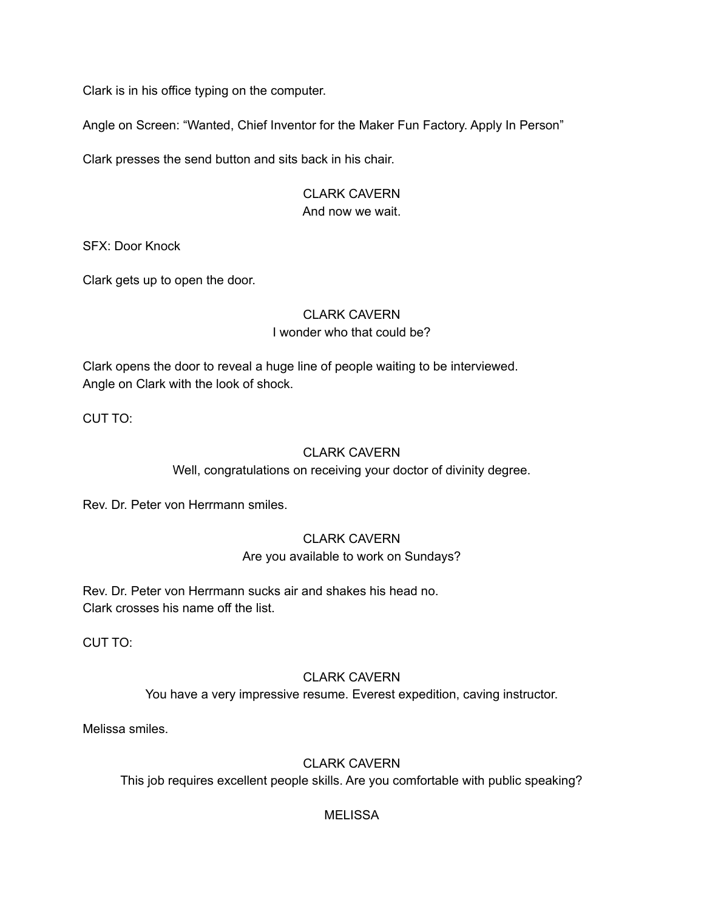Clark is in his office typing on the computer.

Angle on Screen: “Wanted, Chief Inventor for the Maker Fun Factory. Apply In Person”

Clark presses the send button and sits back in his chair.

CLARK CAVERN
And now we wait.

SFX: Door Knock

Clark gets up to open the door.

CLARK CAVERN
I wonder who that could be?

Clark opens the door to reveal a huge line of people waiting to be interviewed.
Angle on Clark with the look of shock.

CUT TO:

CLARK CAVERN
Well, congratulations on receiving your doctor of divinity degree.

Rev. Dr. Peter von Herrmann smiles.

CLARK CAVERN
Are you available to work on Sundays?

Rev. Dr. Peter von Herrmann sucks air and shakes his head no.
Clark crosses his name off the list.

CUT TO:

CLARK CAVERN
You have a very impressive resume. Everest expedition, caving instructor.

Melissa smiles.

CLARK CAVERN
This job requires excellent people skills. Are you comfortable with public speaking?

MELISSA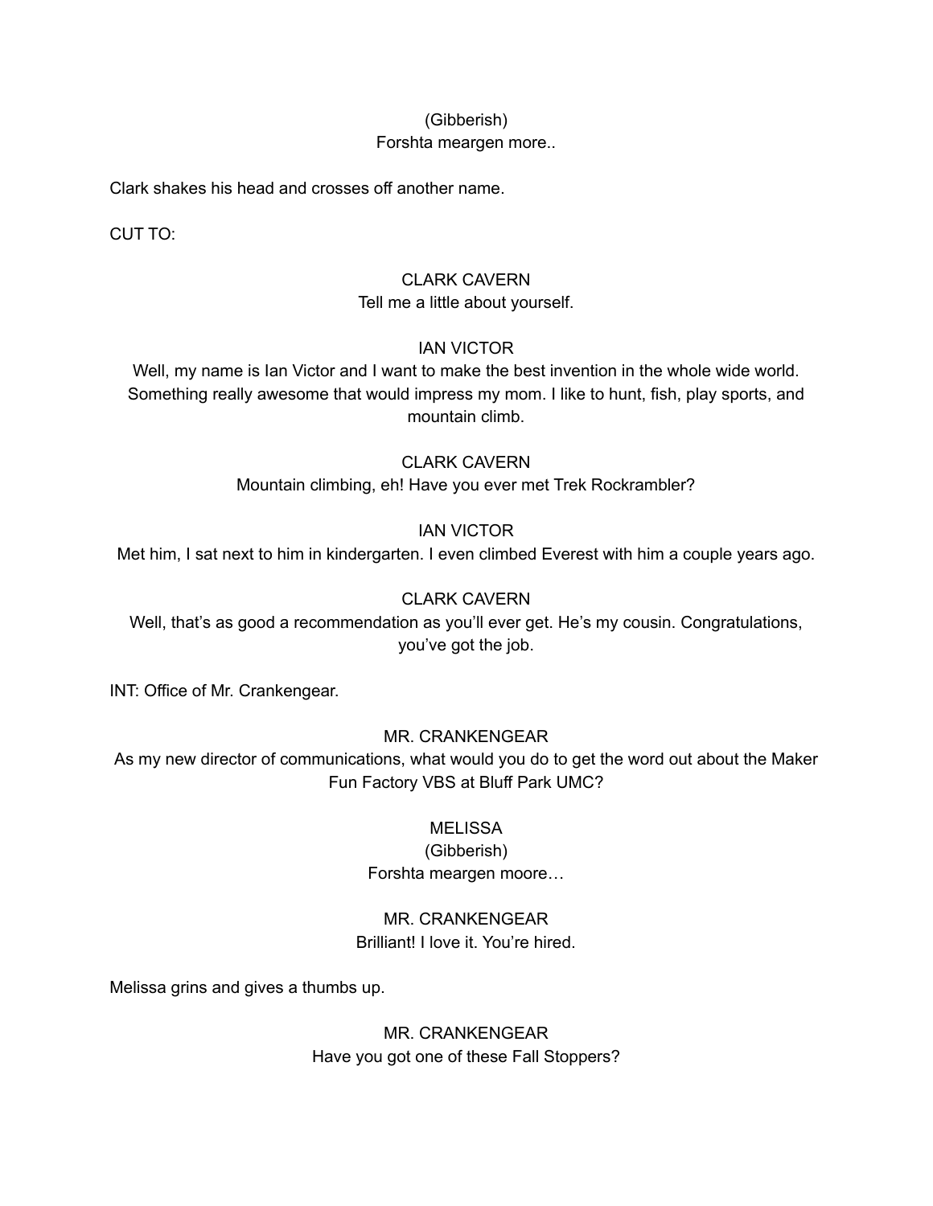(Gibberish)
Forshta meargen more..

Clark shakes his head and crosses off another name.

CUT TO:

CLARK CAVERN
Tell me a little about yourself.

IAN VICTOR
Well, my name is Ian Victor and I want to make the best invention in the whole wide world. Something really awesome that would impress my mom. I like to hunt, fish, play sports, and mountain climb.

CLARK CAVERN
Mountain climbing, eh! Have you ever met Trek Rockrambler?

IAN VICTOR
Met him, I sat next to him in kindergarten. I even climbed Everest with him a couple years ago.

CLARK CAVERN
Well, that's as good a recommendation as you'll ever get. He's my cousin. Congratulations, you've got the job.

INT: Office of Mr. Crankengear.

MR. CRANKENGEAR
As my new director of communications, what would you do to get the word out about the Maker Fun Factory VBS at Bluff Park UMC?

MELISSA
(Gibberish)
Forshta meargen moore…

MR. CRANKENGEAR
Brilliant! I love it. You're hired.

Melissa grins and gives a thumbs up.

MR. CRANKENGEAR
Have you got one of these Fall Stoppers?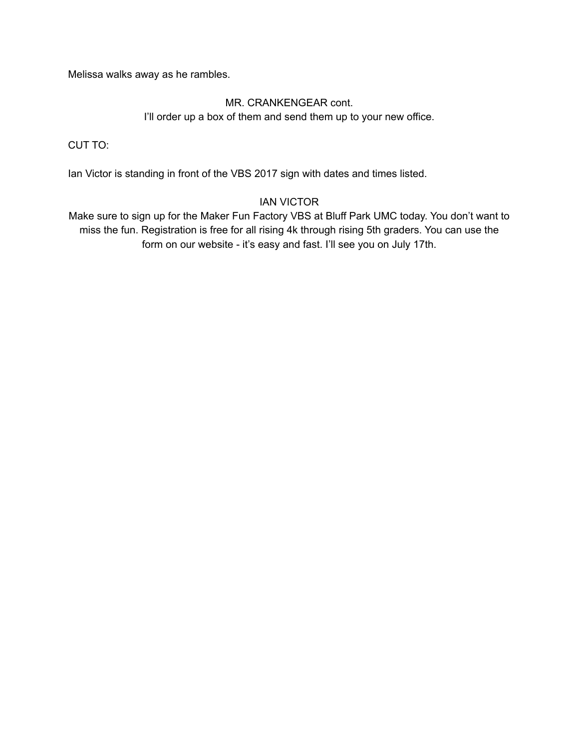Melissa walks away as he rambles.

MR. CRANKENGEAR cont.
I'll order up a box of them and send them up to your new office.

CUT TO:

Ian Victor is standing in front of the VBS 2017 sign with dates and times listed.

IAN VICTOR
Make sure to sign up for the Maker Fun Factory VBS at Bluff Park UMC today. You don't want to miss the fun. Registration is free for all rising 4k through rising 5th graders. You can use the form on our website - it's easy and fast. I'll see you on July 17th.